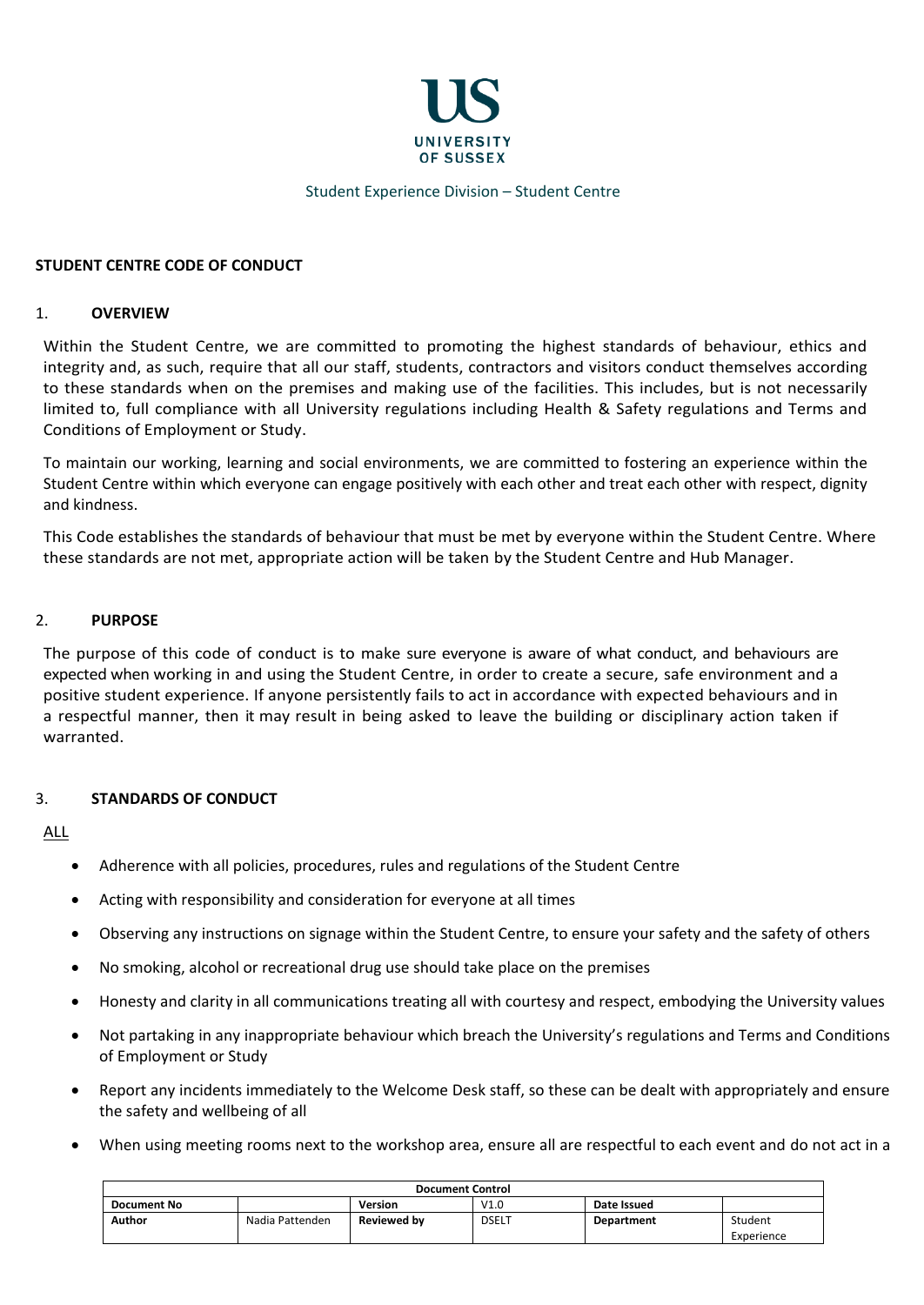UNIVERSITY OF SUSSEX

Student Experience Division – Student Centre

**STUDENT CENTRE CODE OF CONDUCT**

## 1. OVERVIEW

Within the Student Centre, we are committed to promoting the highest standards of behaviour, ethics and integrity and, as such, require that all our staff, students, contractors and visitors conduct themselves according to these standards when on the premises and making use of the facilities. This includes, but is not necessarily limited to, full compliance with all University regulations including Health & Safety regulations and Terms and Conditions of Employment or Study.

To maintain our working, learning and social environments, we are committed to fostering an experience within the Student Centre within which everyone can engage positively with each other and treat each other with respect, dignity and kindness.

This Code establishes the standards of behaviour that must be met by everyone within the Student Centre. Where these standards are not met, appropriate action will be taken by the Student Centre and Hub Manager.

## 2. PURPOSE

The purpose of this code of conduct is to make sure everyone is aware of what conduct, and behaviours are expected when working in and using the Student Centre, in order to create a secure, safe environment and a positive student experience. If anyone persistently fails to act in accordance with expected behaviours and in a respectful manner, then it may result in being asked to leave the building or disciplinary action taken if warranted.

## 3. STANDARDS OF CONDUCT

ALL

- Adherence with all policies, procedures, rules and regulations of the Student Centre
- Acting with responsibility and consideration for everyone at all times
- Observing any instructions on signage within the Student Centre, to ensure your safety and the safety of others
- No smoking, alcohol or recreational drug use should take place on the premises
- Honesty and clarity in all communications treating all with courtesy and respect, embodying the University values
- Not partaking in any inappropriate behaviour which breach the University's regulations and Terms and Conditions of Employment or Study
- Report any incidents immediately to the Welcome Desk staff, so these can be dealt with appropriately and ensure the safety and wellbeing of all
- When using meeting rooms next to the workshop area, ensure all are respectful to each event and do not act in a

| Document Control | | | | | |
|---|---|---|---|---|---|
| **Document No** | | **Version** | V1.0 | **Date Issued** | |
| **Author** | Nadia Pattenden | **Reviewed by** | DSELT | **Department** | Student Experience |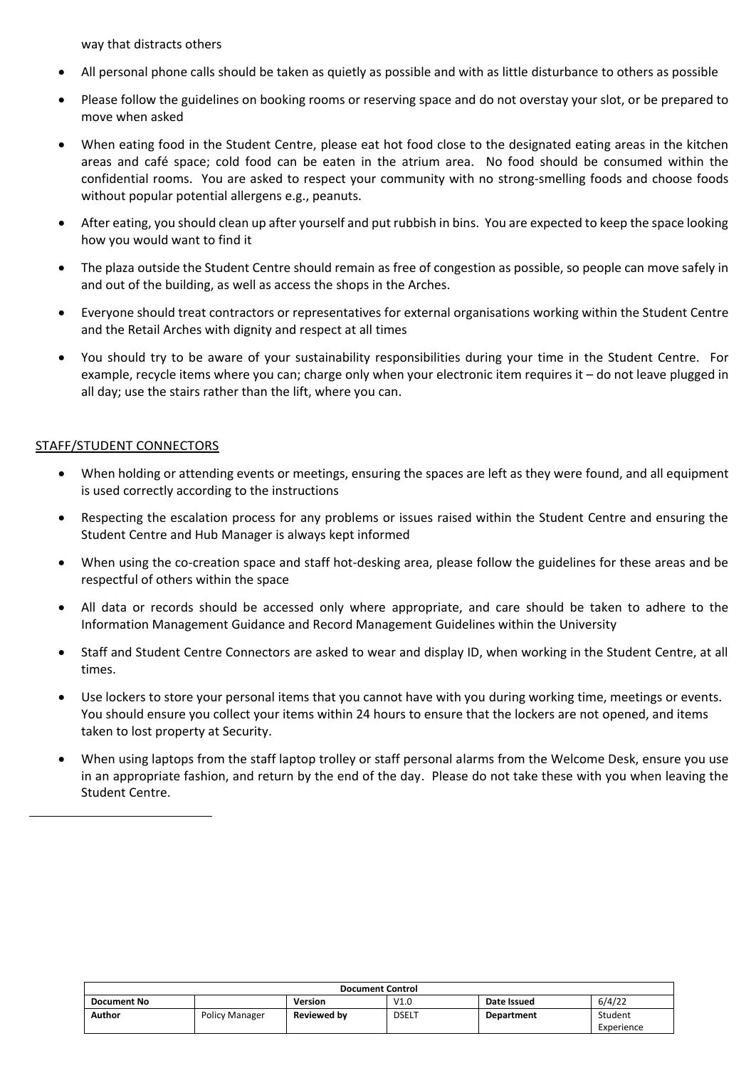way that distracts others

- All personal phone calls should be taken as quietly as possible and with as little disturbance to others as possible
- Please follow the guidelines on booking rooms or reserving space and do not overstay your slot, or be prepared to move when asked
- When eating food in the Student Centre, please eat hot food close to the designated eating areas in the kitchen areas and café space; cold food can be eaten in the atrium area. No food should be consumed within the confidential rooms. You are asked to respect your community with no strong-smelling foods and choose foods without popular potential allergens e.g., peanuts.
- After eating, you should clean up after yourself and put rubbish in bins. You are expected to keep the space looking how you would want to find it
- The plaza outside the Student Centre should remain as free of congestion as possible, so people can move safely in and out of the building, as well as access the shops in the Arches.
- Everyone should treat contractors or representatives for external organisations working within the Student Centre and the Retail Arches with dignity and respect at all times
- You should try to be aware of your sustainability responsibilities during your time in the Student Centre. For example, recycle items where you can; charge only when your electronic item requires it – do not leave plugged in all day; use the stairs rather than the lift, where you can.

STAFF/STUDENT CONNECTORS

- When holding or attending events or meetings, ensuring the spaces are left as they were found, and all equipment is used correctly according to the instructions
- Respecting the escalation process for any problems or issues raised within the Student Centre and ensuring the Student Centre and Hub Manager is always kept informed
- When using the co-creation space and staff hot-desking area, please follow the guidelines for these areas and be respectful of others within the space
- All data or records should be accessed only where appropriate, and care should be taken to adhere to the Information Management Guidance and Record Management Guidelines within the University
- Staff and Student Centre Connectors are asked to wear and display ID, when working in the Student Centre, at all times.
- Use lockers to store your personal items that you cannot have with you during working time, meetings or events. You should ensure you collect your items within 24 hours to ensure that the lockers are not opened, and items taken to lost property at Security.
- When using laptops from the staff laptop trolley or staff personal alarms from the Welcome Desk, ensure you use in an appropriate fashion, and return by the end of the day. Please do not take these with you when leaving the Student Centre.

| Document Control | | | | | |
|---|---|---|---|---|---|
| **Document No** | | **Version** | V1.0 | **Date Issued** | 6/4/22 |
| **Author** | Policy Manager | **Reviewed by** | DSELT | **Department** | Student Experience |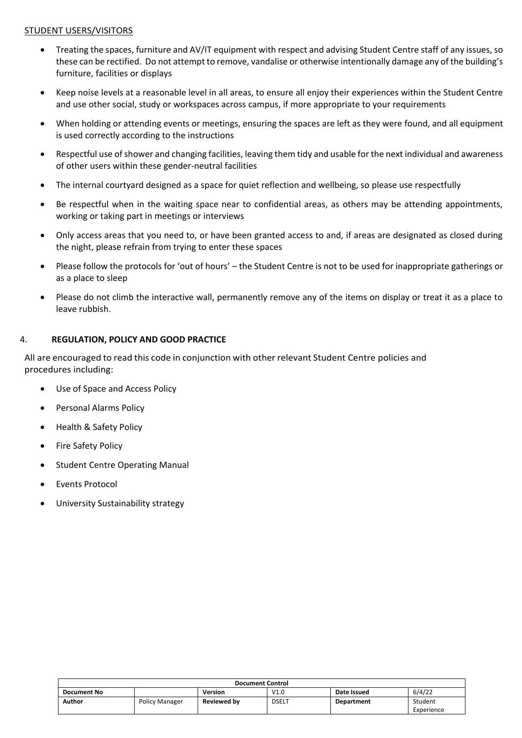STUDENT USERS/VISITORS

- Treating the spaces, furniture and AV/IT equipment with respect and advising Student Centre staff of any issues, so these can be rectified. Do not attempt to remove, vandalise or otherwise intentionally damage any of the building's furniture, facilities or displays
- Keep noise levels at a reasonable level in all areas, to ensure all enjoy their experiences within the Student Centre and use other social, study or workspaces across campus, if more appropriate to your requirements
- When holding or attending events or meetings, ensuring the spaces are left as they were found, and all equipment is used correctly according to the instructions
- Respectful use of shower and changing facilities, leaving them tidy and usable for the next individual and awareness of other users within these gender-neutral facilities
- The internal courtyard designed as a space for quiet reflection and wellbeing, so please use respectfully
- Be respectful when in the waiting space near to confidential areas, as others may be attending appointments, working or taking part in meetings or interviews
- Only access areas that you need to, or have been granted access to and, if areas are designated as closed during the night, please refrain from trying to enter these spaces
- Please follow the protocols for 'out of hours' – the Student Centre is not to be used for inappropriate gatherings or as a place to sleep
- Please do not climb the interactive wall, permanently remove any of the items on display or treat it as a place to leave rubbish.

## 4. REGULATION, POLICY AND GOOD PRACTICE

All are encouraged to read this code in conjunction with other relevant Student Centre policies and procedures including:

- Use of Space and Access Policy
- Personal Alarms Policy
- Health & Safety Policy
- Fire Safety Policy
- Student Centre Operating Manual
- Events Protocol
- University Sustainability strategy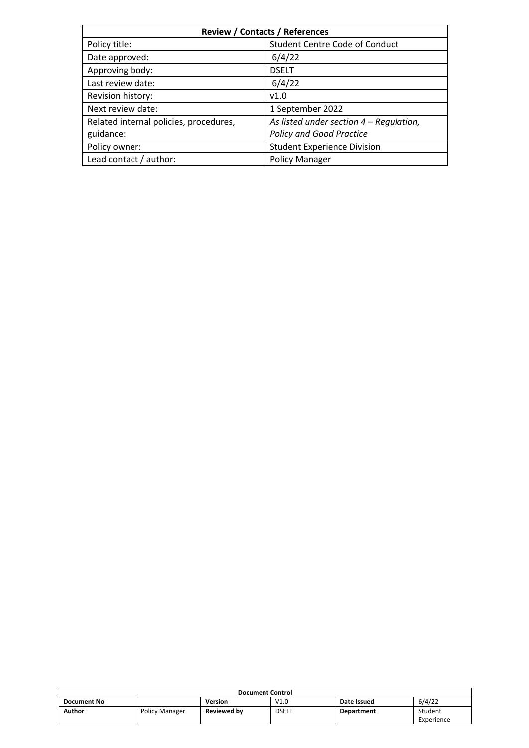| Review / Contacts / References | |
|---|---|
| Policy title: | Student Centre Code of Conduct |
| Date approved: | 6/4/22 |
| Approving body: | DSELT |
| Last review date: | 6/4/22 |
| Revision history: | v1.0 |
| Next review date: | 1 September 2022 |
| Related internal policies, procedures, guidance: | *As listed under section 4 – Regulation, Policy and Good Practice* |
| Policy owner: | Student Experience Division |
| Lead contact / author: | Policy Manager |

| Document Control | | | | | |
|---|---|---|---|---|---|
| **Document No** | | **Version** | V1.0 | **Date Issued** | 6/4/22 |
| **Author** | Policy Manager | **Reviewed by** | DSELT | **Department** | Student Experience |